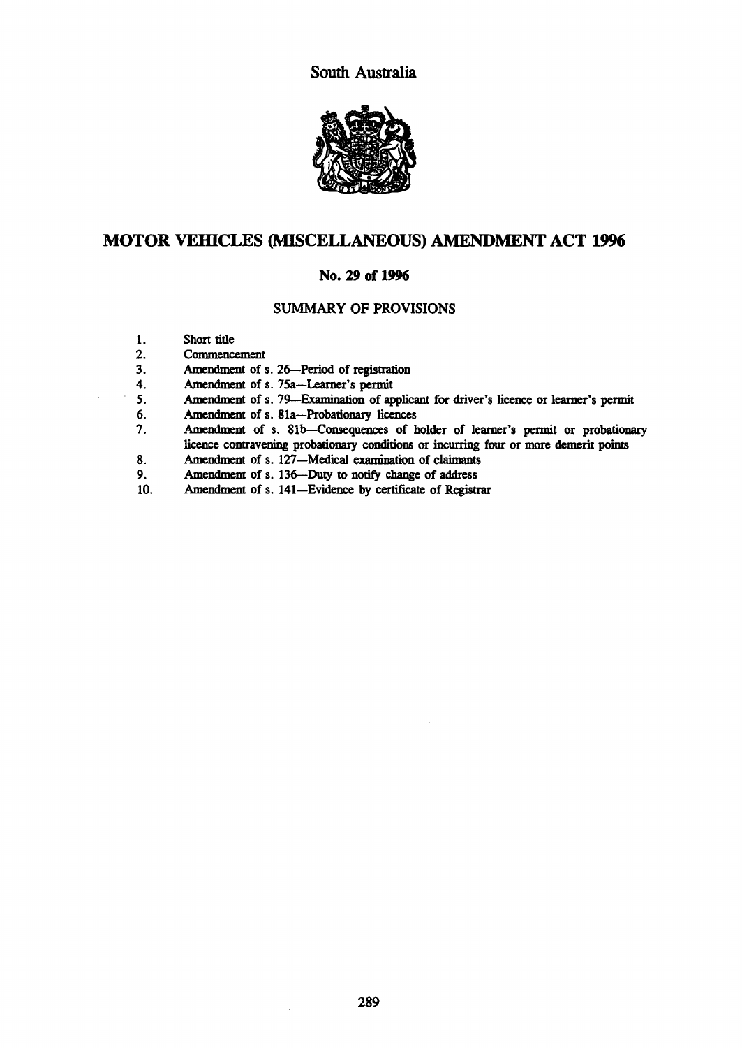South Australia

# MOTOR VEHICLES (MISCELLANEOUS) AMENDMENT ACT 1996

## No. 29 of 1996

### SUMMARY OF PROVISIONS

1. Short title
2. Commencement
3. Amendment of s. 26—Period of registration
4. Amendment of s. 75a—Learner's permit
5. Amendment of s. 79—Examination of applicant for driver's licence or learner's permit
6. Amendment of s. 81a—Probationary licences
7. Amendment of s. 81b—Consequences of holder of learner's permit or probationary licence contravening probationary conditions or incurring four or more demerit points
8. Amendment of s. 127—Medical examination of claimants
9. Amendment of s. 136—Duty to notify change of address
10. Amendment of s. 141—Evidence by certificate of Registrar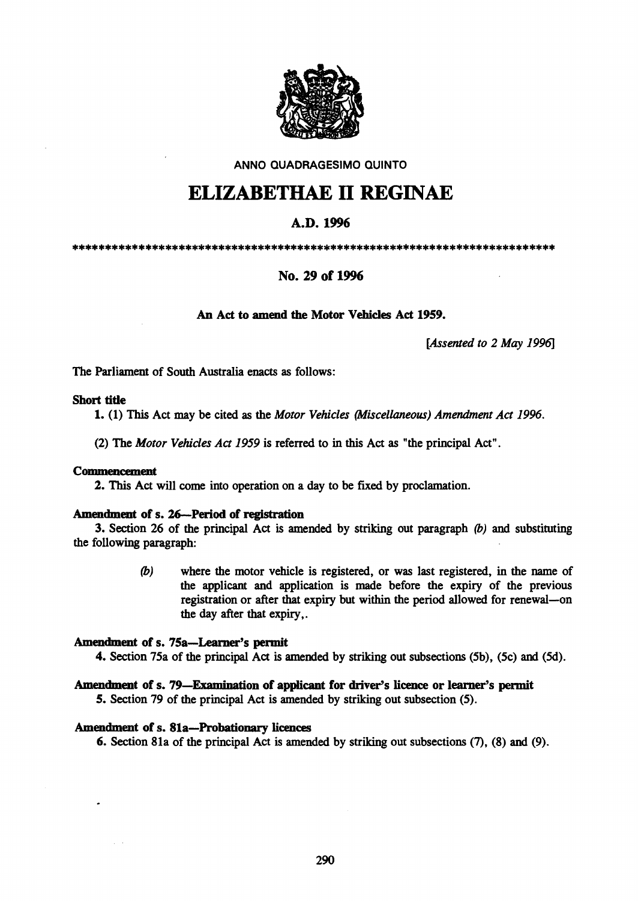ANNO QUADRAGESIMO QUINTO

# ELIZABETHAE II REGINAE

## A.D. 1996

\*\*\*\*\*\*\*\*\*\*\*\*\*\*\*\*\*\*\*\*\*\*\*\*\*\*\*\*\*\*\*\*\*\*\*\*\*\*\*\*\*\*\*\*\*\*\*\*\*\*\*\*\*\*\*\*\*\*\*\*\*\*\*\*\*\*\*\*\*\*\*\*\*\*\*\*

## No. 29 of 1996

**An Act to amend the Motor Vehicles Act 1959.**

*[Assented to 2 May 1996]*

The Parliament of South Australia enacts as follows:

**Short title**

**1.** (1) This Act may be cited as the *Motor Vehicles (Miscellaneous) Amendment Act 1996*.

(2) The *Motor Vehicles Act 1959* is referred to in this Act as "the principal Act".

**Commencement**

**2.** This Act will come into operation on a day to be fixed by proclamation.

**Amendment of s. 26—Period of registration**

**3.** Section 26 of the principal Act is amended by striking out paragraph *(b)* and substituting the following paragraph:

> *(b)* where the motor vehicle is registered, or was last registered, in the name of the applicant and application is made before the expiry of the previous registration or after that expiry but within the period allowed for renewal—on the day after that expiry,.

**Amendment of s. 75a—Learner's permit**

**4.** Section 75a of the principal Act is amended by striking out subsections (5b), (5c) and (5d).

**Amendment of s. 79—Examination of applicant for driver's licence or learner's permit**

**5.** Section 79 of the principal Act is amended by striking out subsection (5).

**Amendment of s. 81a—Probationary licences**

**6.** Section 81a of the principal Act is amended by striking out subsections (7), (8) and (9).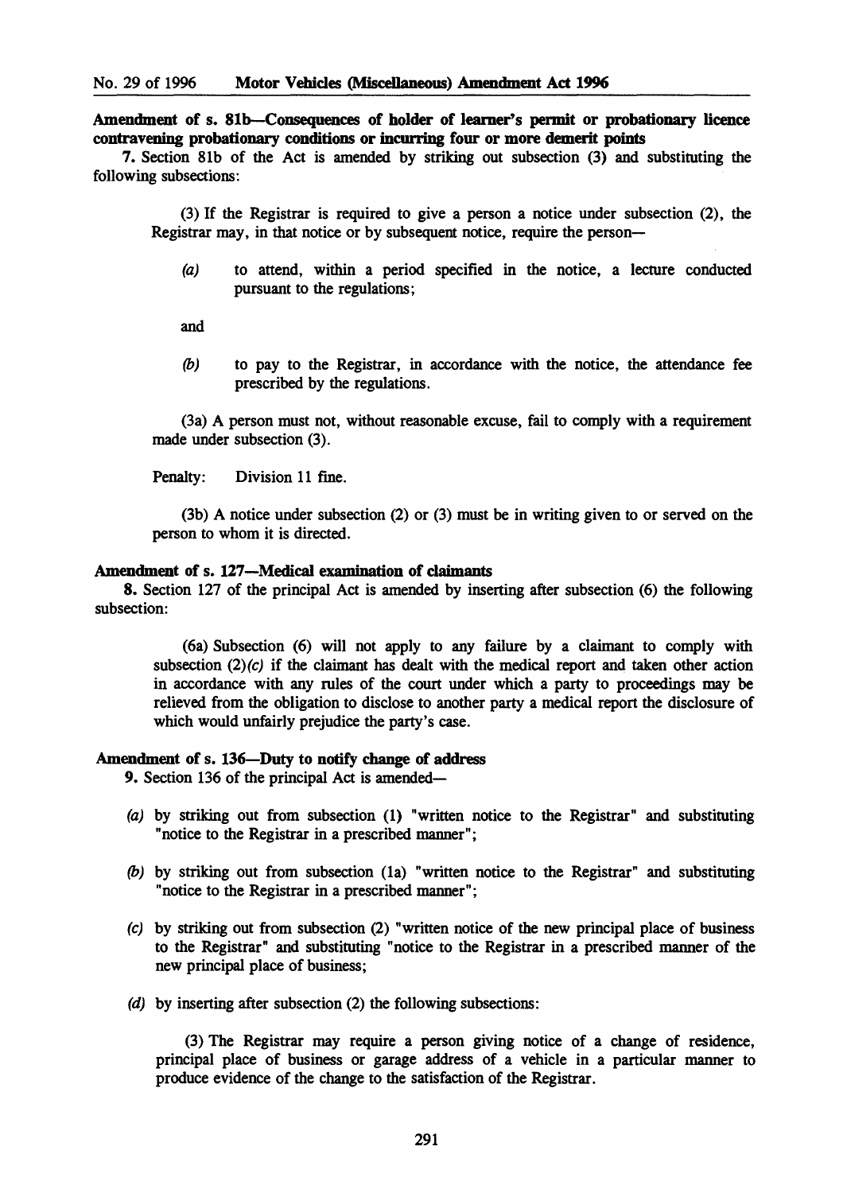**Amendment of s. 81b—Consequences of holder of learner's permit or probationary licence contravening probationary conditions or incurring four or more demerit points**

**7.** Section 81b of the Act is amended by striking out subsection (3) and substituting the following subsections:

> (3) If the Registrar is required to give a person a notice under subsection (2), the Registrar may, in that notice or by subsequent notice, require the person—
>
> *(a)* to attend, within a period specified in the notice, a lecture conducted pursuant to the regulations;
>
> and
>
> *(b)* to pay to the Registrar, in accordance with the notice, the attendance fee prescribed by the regulations.
>
> (3a) A person must not, without reasonable excuse, fail to comply with a requirement made under subsection (3).
>
> Penalty: Division 11 fine.
>
> (3b) A notice under subsection (2) or (3) must be in writing given to or served on the person to whom it is directed.

**Amendment of s. 127—Medical examination of claimants**

**8.** Section 127 of the principal Act is amended by inserting after subsection (6) the following subsection:

> (6a) Subsection (6) will not apply to any failure by a claimant to comply with subsection (2)*(c)* if the claimant has dealt with the medical report and taken other action in accordance with any rules of the court under which a party to proceedings may be relieved from the obligation to disclose to another party a medical report the disclosure of which would unfairly prejudice the party's case.

**Amendment of s. 136—Duty to notify change of address**

**9.** Section 136 of the principal Act is amended—

*(a)* by striking out from subsection (1) "written notice to the Registrar" and substituting "notice to the Registrar in a prescribed manner";

*(b)* by striking out from subsection (1a) "written notice to the Registrar" and substituting "notice to the Registrar in a prescribed manner";

*(c)* by striking out from subsection (2) "written notice of the new principal place of business to the Registrar" and substituting "notice to the Registrar in a prescribed manner of the new principal place of business;

*(d)* by inserting after subsection (2) the following subsections:

> (3) The Registrar may require a person giving notice of a change of residence, principal place of business or garage address of a vehicle in a particular manner to produce evidence of the change to the satisfaction of the Registrar.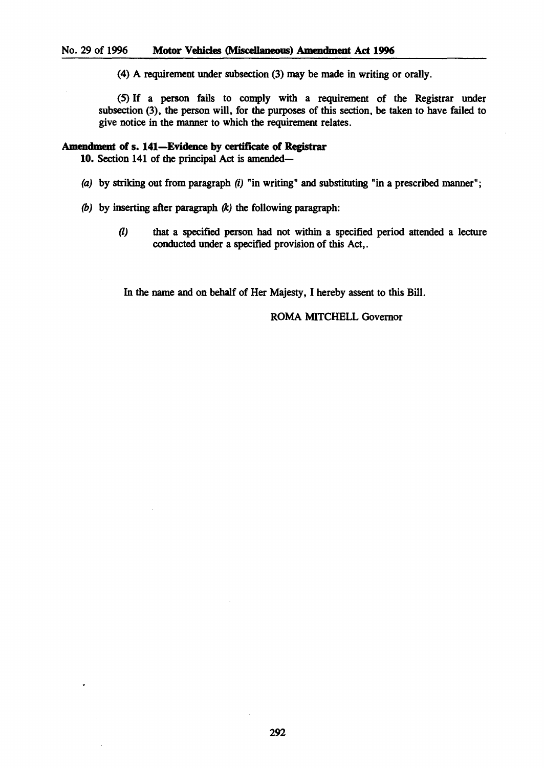(4) A requirement under subsection (3) may be made in writing or orally.

(5) If a person fails to comply with a requirement of the Registrar under subsection (3), the person will, for the purposes of this section, be taken to have failed to give notice in the manner to which the requirement relates.

**Amendment of s. 141—Evidence by certificate of Registrar**

**10.** Section 141 of the principal Act is amended—

*(a)* by striking out from paragraph *(i)* "in writing" and substituting "in a prescribed manner";

*(b)* by inserting after paragraph *(k)* the following paragraph:

> *(l)* that a specified person had not within a specified period attended a lecture conducted under a specified provision of this Act,.

In the name and on behalf of Her Majesty, I hereby assent to this Bill.

ROMA MITCHELL Governor